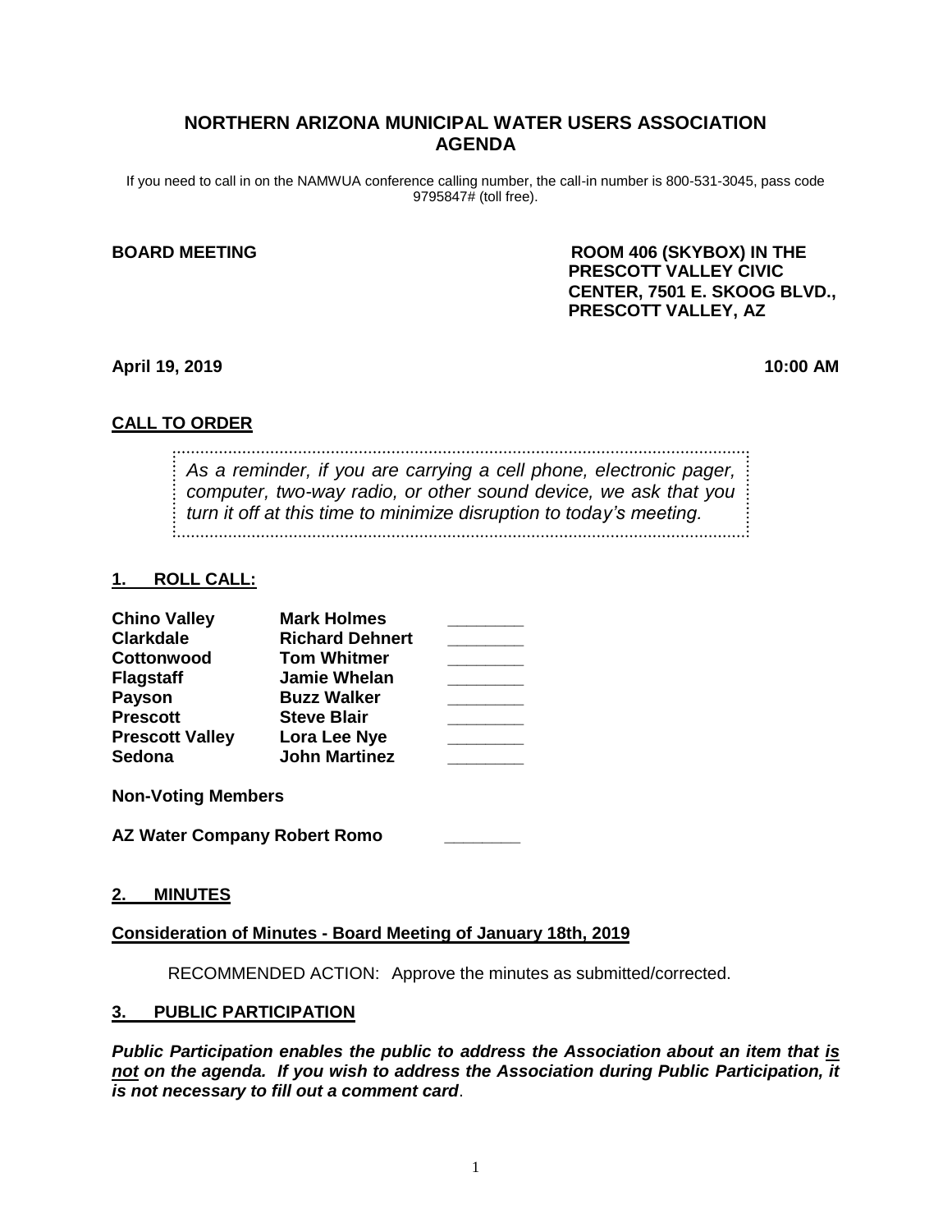# NORTHERN ARIZONA MUNICIPAL WATER USERS ASSOCIATION AGENDA

If you need to call in on the NAMWUA conference calling number, the call-in number is 800-531-3045, pass code 9795847# (toll free).

**BOARD MEETING**

**ROOM 406 (SKYBOX) IN THE PRESCOTT VALLEY CIVIC CENTER, 7501 E. SKOOG BLVD., PRESCOTT VALLEY, AZ**

**April 19, 2019** **10:00 AM**

## CALL TO ORDER

*As a reminder, if you are carrying a cell phone, electronic pager, computer, two-way radio, or other sound device, we ask that you turn it off at this time to minimize disruption to today's meeting.*

## 1. ROLL CALL:

| | | |
|---|---|---|
| **Chino Valley** | **Mark Holmes** | ________ |
| **Clarkdale** | **Richard Dehnert** | ________ |
| **Cottonwood** | **Tom Whitmer** | ________ |
| **Flagstaff** | **Jamie Whelan** | ________ |
| **Payson** | **Buzz Walker** | ________ |
| **Prescott** | **Steve Blair** | ________ |
| **Prescott Valley** | **Lora Lee Nye** | ________ |
| **Sedona** | **John Martinez** | ________ |

**Non-Voting Members**

**AZ Water Company Robert Romo** ________

## 2. MINUTES

**Consideration of Minutes - Board Meeting of January 18th, 2019**

RECOMMENDED ACTION: Approve the minutes as submitted/corrected.

## 3. PUBLIC PARTICIPATION

***Public Participation enables the public to address the Association about an item that is not on the agenda. If you wish to address the Association during Public Participation, it is not necessary to fill out a comment card*.**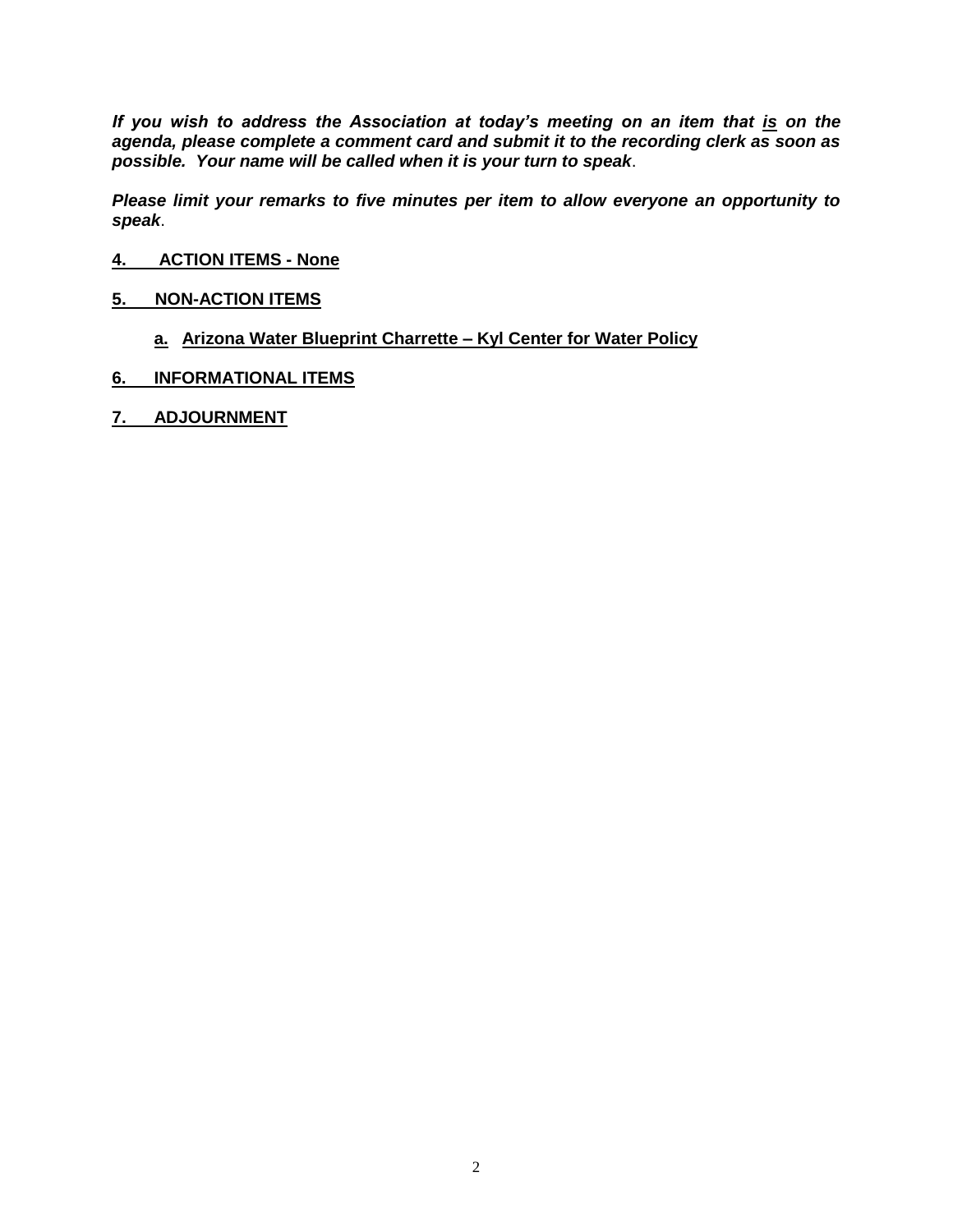***If you wish to address the Association at today's meeting on an item that is on the agenda, please complete a comment card and submit it to the recording clerk as soon as possible. Your name will be called when it is your turn to speak.***

***Please limit your remarks to five minutes per item to allow everyone an opportunity to speak.***

**4. ACTION ITEMS - None**

**5. NON-ACTION ITEMS**

**a. Arizona Water Blueprint Charrette – Kyl Center for Water Policy**

**6. INFORMATIONAL ITEMS**

**7. ADJOURNMENT**